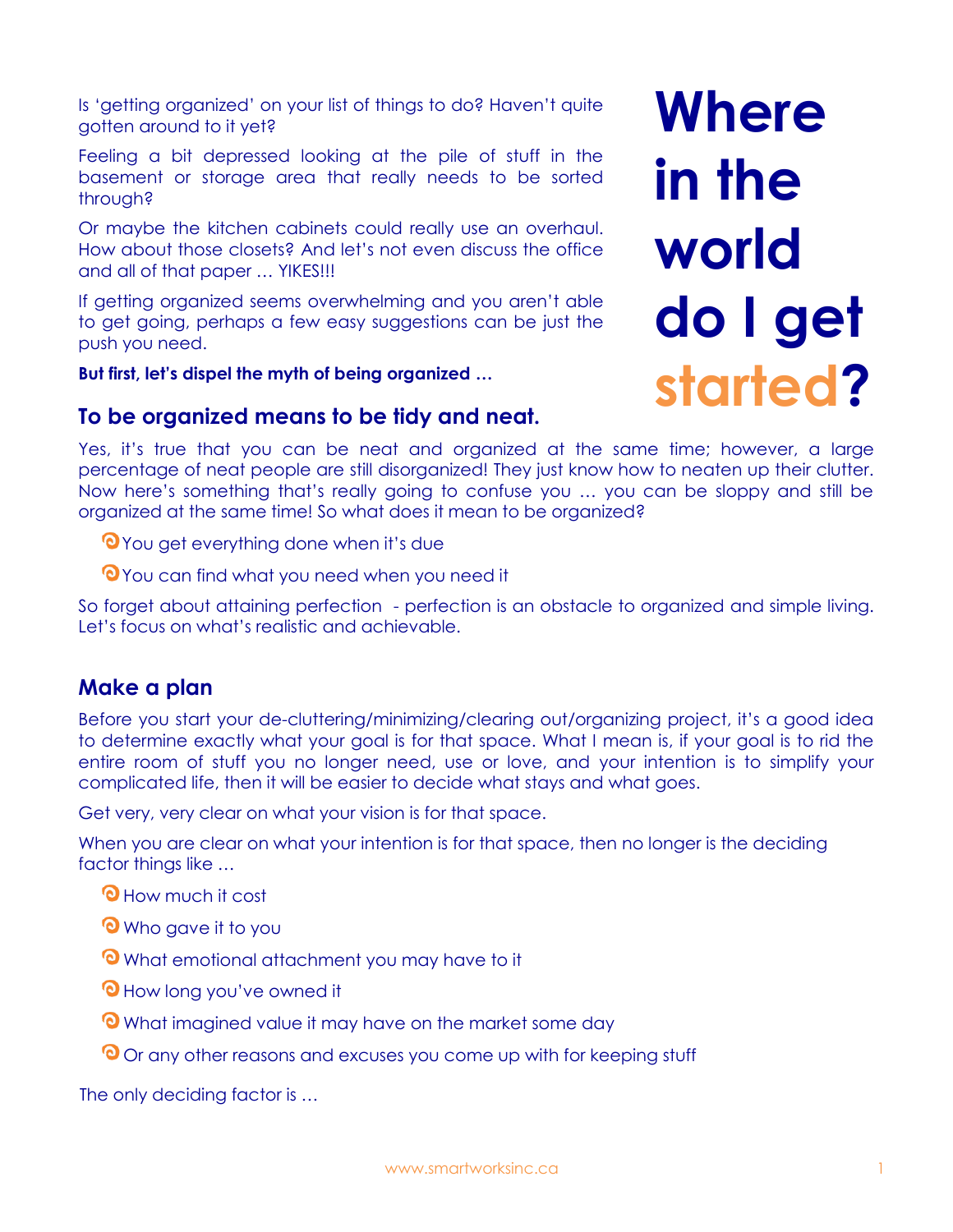# Where in the world do I get started?

Is 'getting organized' on your list of things to do? Haven't quite gotten around to it yet?

Feeling a bit depressed looking at the pile of stuff in the basement or storage area that really needs to be sorted through?

Or maybe the kitchen cabinets could really use an overhaul. How about those closets? And let's not even discuss the office and all of that paper … YIKES!!!

If getting organized seems overwhelming and you aren't able to get going, perhaps a few easy suggestions can be just the push you need.

**But first, let's dispel the myth of being organized …**

## To be organized means to be tidy and neat.

Yes, it's true that you can be neat and organized at the same time; however, a large percentage of neat people are still disorganized! They just know how to neaten up their clutter. Now here's something that's really going to confuse you … you can be sloppy and still be organized at the same time! So what does it mean to be organized?

- You get everything done when it's due
- You can find what you need when you need it

So forget about attaining perfection - perfection is an obstacle to organized and simple living. Let's focus on what's realistic and achievable.

## Make a plan

Before you start your de-cluttering/minimizing/clearing out/organizing project, it's a good idea to determine exactly what your goal is for that space. What I mean is, if your goal is to rid the entire room of stuff you no longer need, use or love, and your intention is to simplify your complicated life, then it will be easier to decide what stays and what goes.

Get very, very clear on what your vision is for that space.

When you are clear on what your intention is for that space, then no longer is the deciding factor things like …

- How much it cost
- Who gave it to you
- What emotional attachment you may have to it
- How long you've owned it
- What imagined value it may have on the market some day
- Or any other reasons and excuses you come up with for keeping stuff

The only deciding factor is …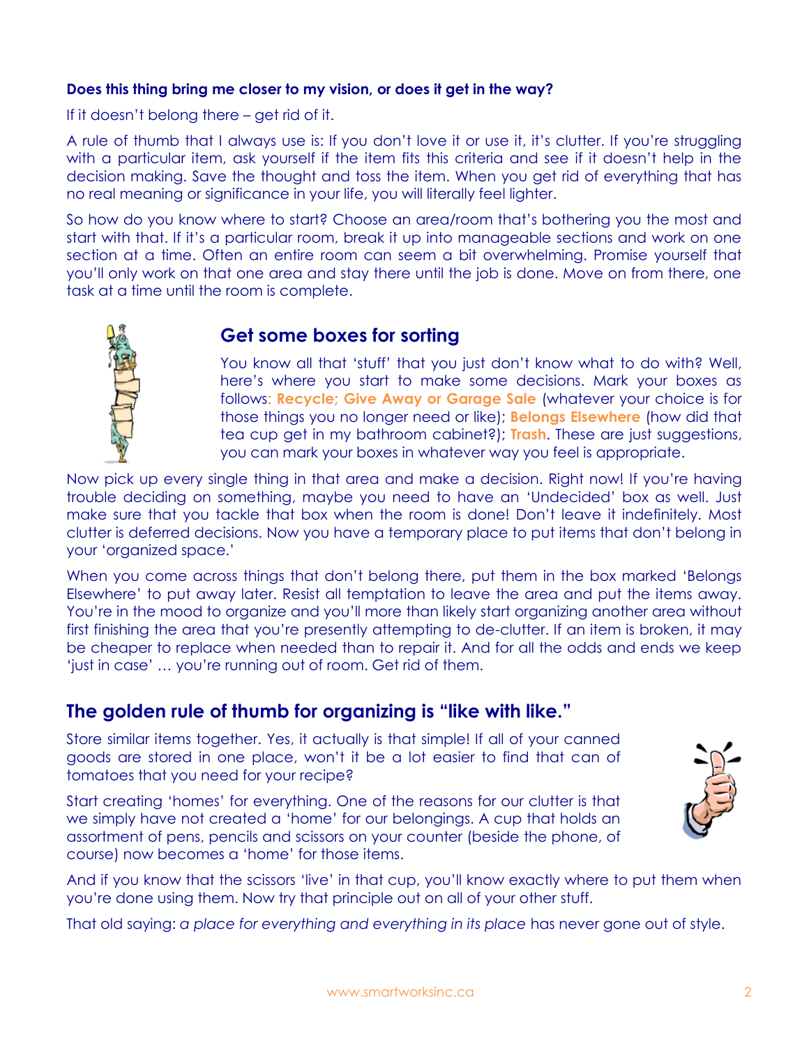**Does this thing bring me closer to my vision, or does it get in the way?**

If it doesn't belong there – get rid of it.

A rule of thumb that I always use is: If you don't love it or use it, it's clutter. If you're struggling with a particular item, ask yourself if the item fits this criteria and see if it doesn't help in the decision making. Save the thought and toss the item. When you get rid of everything that has no real meaning or significance in your life, you will literally feel lighter.

So how do you know where to start? Choose an area/room that's bothering you the most and start with that. If it's a particular room, break it up into manageable sections and work on one section at a time. Often an entire room can seem a bit overwhelming. Promise yourself that you'll only work on that one area and stay there until the job is done. Move on from there, one task at a time until the room is complete.

## Get some boxes for sorting

You know all that 'stuff' that you just don't know what to do with? Well, here's where you start to make some decisions. Mark your boxes as follows: **Recycle; Give Away or Garage Sale** (whatever your choice is for those things you no longer need or like); **Belongs Elsewhere** (how did that tea cup get in my bathroom cabinet?); **Trash**. These are just suggestions, you can mark your boxes in whatever way you feel is appropriate.

Now pick up every single thing in that area and make a decision. Right now! If you're having trouble deciding on something, maybe you need to have an 'Undecided' box as well. Just make sure that you tackle that box when the room is done! Don't leave it indefinitely. Most clutter is deferred decisions. Now you have a temporary place to put items that don't belong in your 'organized space.'

When you come across things that don't belong there, put them in the box marked 'Belongs Elsewhere' to put away later. Resist all temptation to leave the area and put the items away. You're in the mood to organize and you'll more than likely start organizing another area without first finishing the area that you're presently attempting to de-clutter. If an item is broken, it may be cheaper to replace when needed than to repair it. And for all the odds and ends we keep 'just in case' … you're running out of room. Get rid of them.

## The golden rule of thumb for organizing is "like with like."

Store similar items together. Yes, it actually is that simple! If all of your canned goods are stored in one place, won't it be a lot easier to find that can of tomatoes that you need for your recipe?

Start creating 'homes' for everything. One of the reasons for our clutter is that we simply have not created a 'home' for our belongings. A cup that holds an assortment of pens, pencils and scissors on your counter (beside the phone, of course) now becomes a 'home' for those items.

And if you know that the scissors 'live' in that cup, you'll know exactly where to put them when you're done using them. Now try that principle out on all of your other stuff.

That old saying: *a place for everything and everything in its place* has never gone out of style.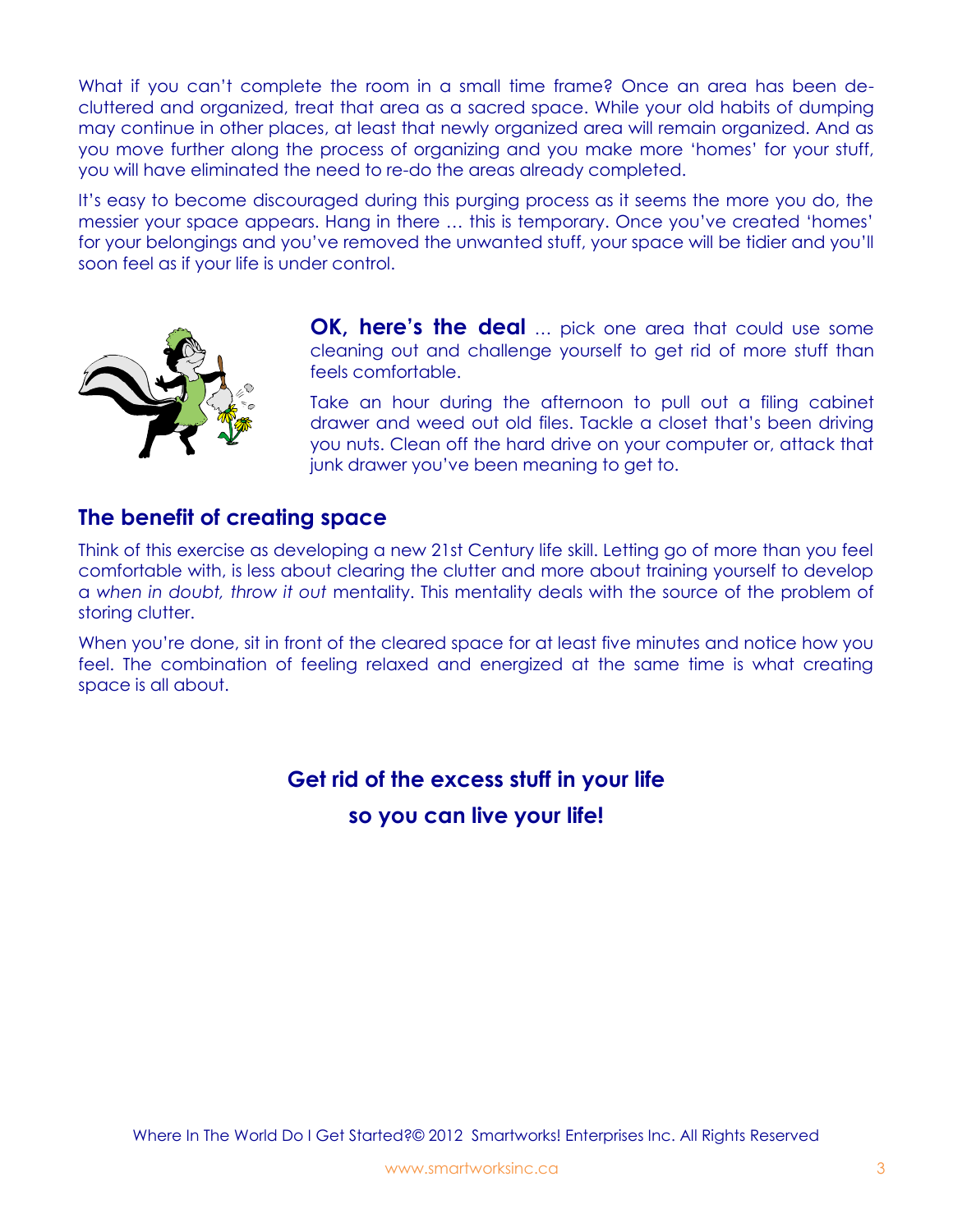What if you can't complete the room in a small time frame? Once an area has been de-cluttered and organized, treat that area as a sacred space. While your old habits of dumping may continue in other places, at least that newly organized area will remain organized. And as you move further along the process of organizing and you make more 'homes' for your stuff, you will have eliminated the need to re-do the areas already completed.

It's easy to become discouraged during this purging process as it seems the more you do, the messier your space appears. Hang in there … this is temporary. Once you've created 'homes' for your belongings and you've removed the unwanted stuff, your space will be tidier and you'll soon feel as if your life is under control.

**OK, here's the deal** … pick one area that could use some cleaning out and challenge yourself to get rid of more stuff than feels comfortable.

Take an hour during the afternoon to pull out a filing cabinet drawer and weed out old files. Tackle a closet that's been driving you nuts. Clean off the hard drive on your computer or, attack that junk drawer you've been meaning to get to.

## The benefit of creating space

Think of this exercise as developing a new 21st Century life skill. Letting go of more than you feel comfortable with, is less about clearing the clutter and more about training yourself to develop a *when in doubt, throw it out* mentality. This mentality deals with the source of the problem of storing clutter.

When you're done, sit in front of the cleared space for at least five minutes and notice how you feel. The combination of feeling relaxed and energized at the same time is what creating space is all about.

**Get rid of the excess stuff in your life**

**so you can live your life!**

Where In The World Do I Get Started?© 2012 Smartworks! Enterprises Inc. All Rights Reserved

www.smartworksinc.ca